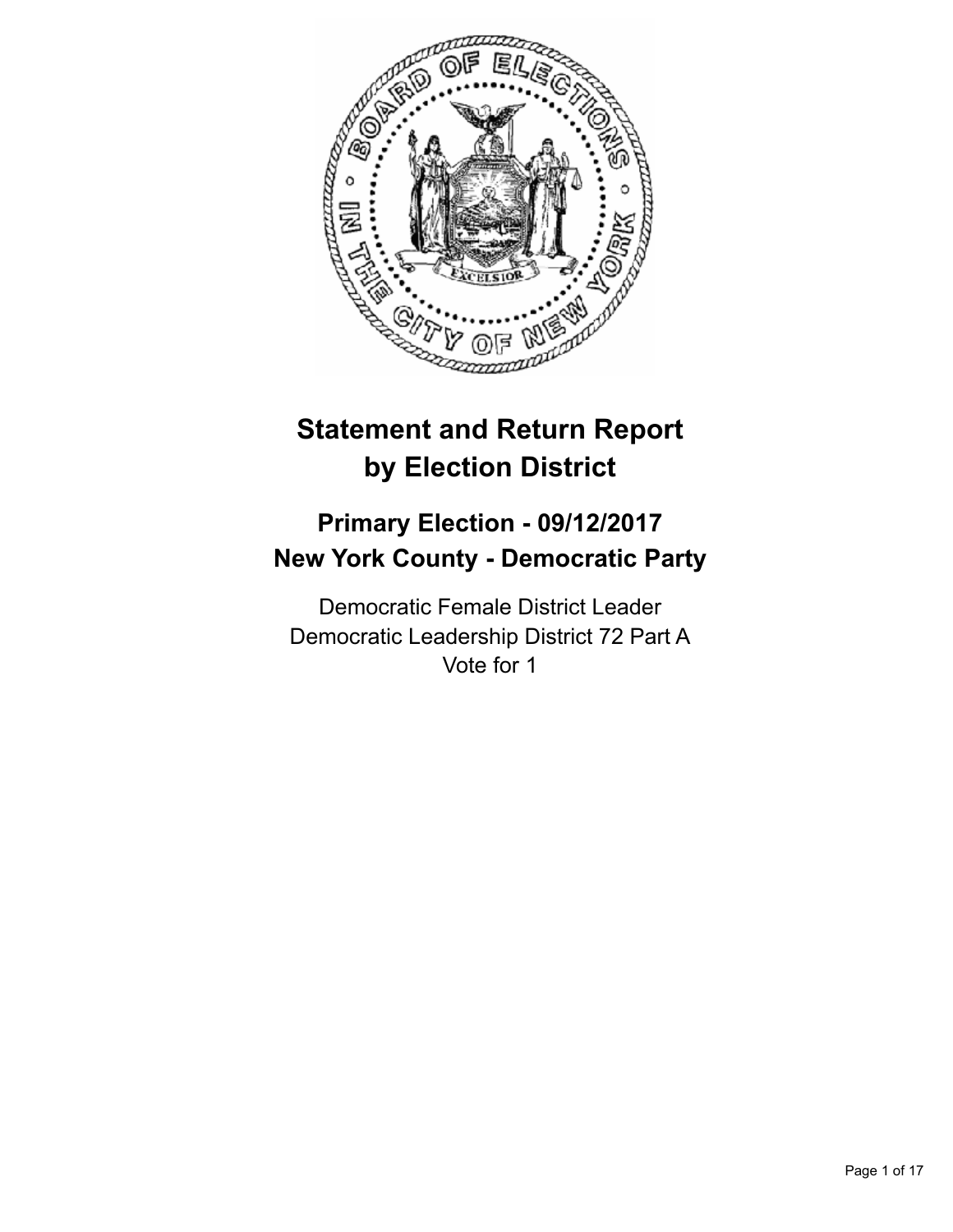# Statement and Return Report by Election District

## Primary Election - 09/12/2017
## New York County - Democratic Party

Democratic Female District Leader
Democratic Leadership District 72 Part A
Vote for 1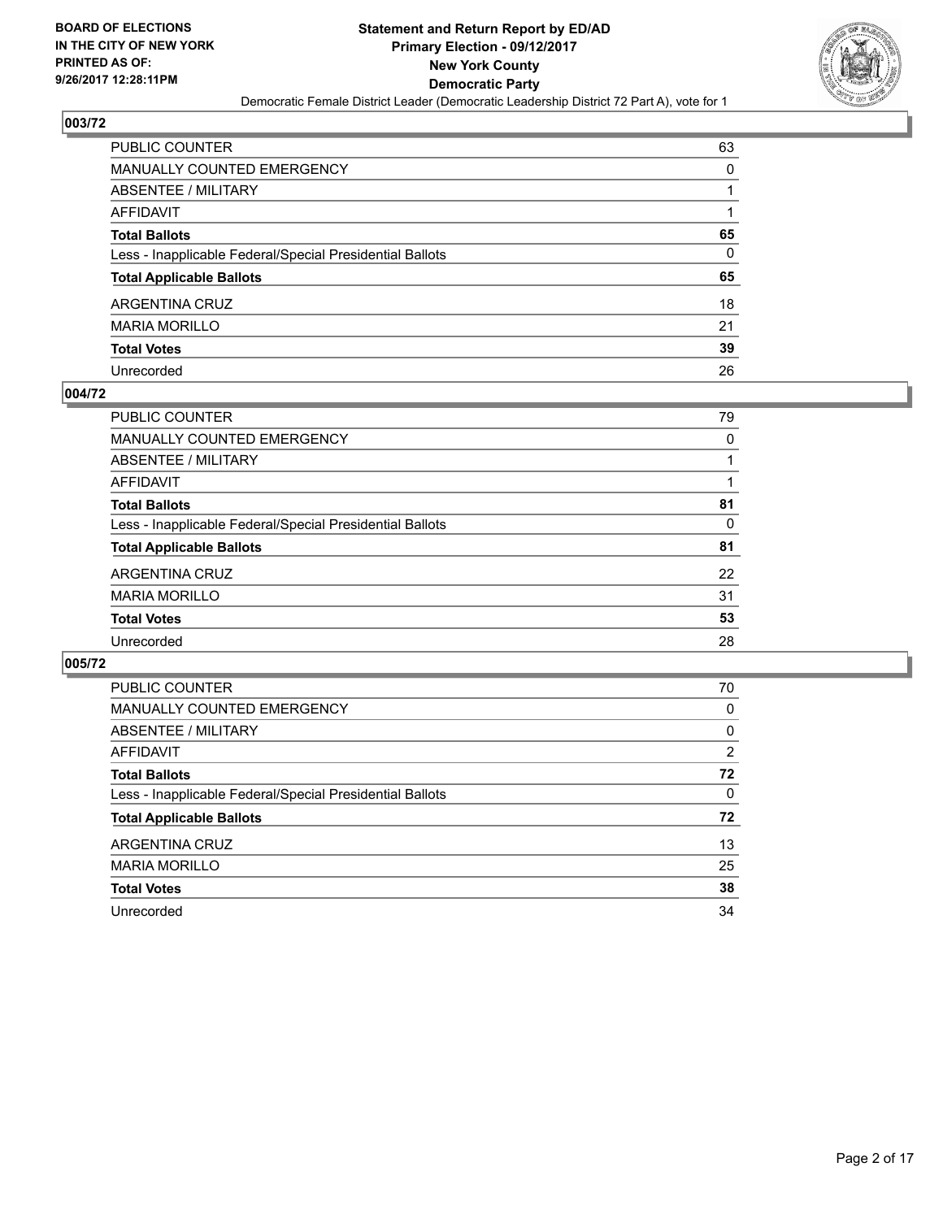BOARD OF ELECTIONS
IN THE CITY OF NEW YORK
PRINTED AS OF:
9/26/2017 12:28:11PM

**Statement and Return Report by ED/AD**
**Primary Election - 09/12/2017**
**New York County**
**Democratic Party**
Democratic Female District Leader (Democratic Leadership District 72 Part A), vote for 1

## 003/72

| | |
|---|---|
| PUBLIC COUNTER | 63 |
| MANUALLY COUNTED EMERGENCY | 0 |
| ABSENTEE / MILITARY | 1 |
| AFFIDAVIT | 1 |
| **Total Ballots** | **65** |
| Less - Inapplicable Federal/Special Presidential Ballots | 0 |
| **Total Applicable Ballots** | **65** |
| ARGENTINA CRUZ | 18 |
| MARIA MORILLO | 21 |
| **Total Votes** | **39** |
| Unrecorded | 26 |

## 004/72

| | |
|---|---|
| PUBLIC COUNTER | 79 |
| MANUALLY COUNTED EMERGENCY | 0 |
| ABSENTEE / MILITARY | 1 |
| AFFIDAVIT | 1 |
| **Total Ballots** | **81** |
| Less - Inapplicable Federal/Special Presidential Ballots | 0 |
| **Total Applicable Ballots** | **81** |
| ARGENTINA CRUZ | 22 |
| MARIA MORILLO | 31 |
| **Total Votes** | **53** |
| Unrecorded | 28 |

## 005/72

| | |
|---|---|
| PUBLIC COUNTER | 70 |
| MANUALLY COUNTED EMERGENCY | 0 |
| ABSENTEE / MILITARY | 0 |
| AFFIDAVIT | 2 |
| **Total Ballots** | **72** |
| Less - Inapplicable Federal/Special Presidential Ballots | 0 |
| **Total Applicable Ballots** | **72** |
| ARGENTINA CRUZ | 13 |
| MARIA MORILLO | 25 |
| **Total Votes** | **38** |
| Unrecorded | 34 |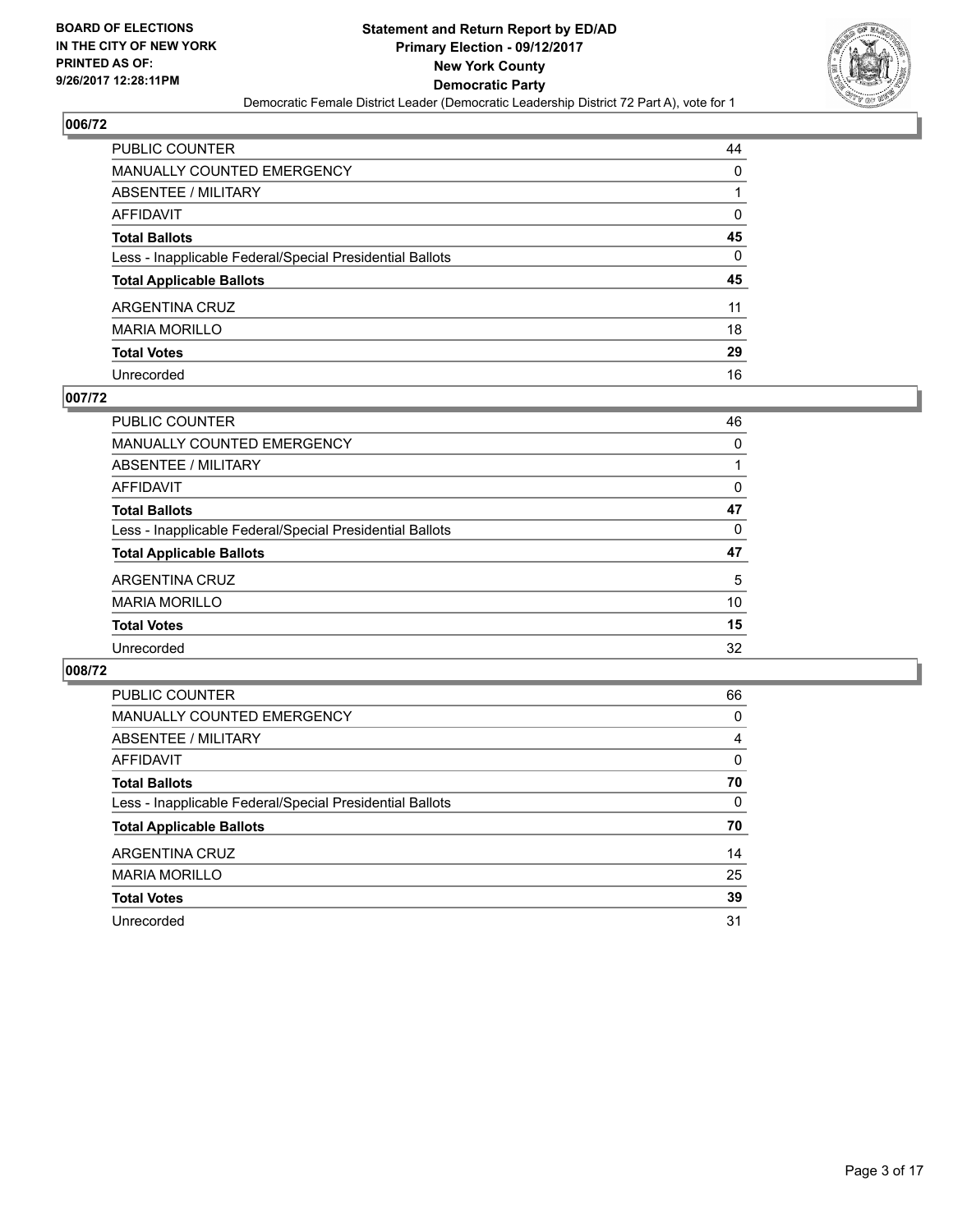**BOARD OF ELECTIONS**
**IN THE CITY OF NEW YORK**
**PRINTED AS OF:**
**9/26/2017 12:28:11PM**

**Statement and Return Report by ED/AD**
**Primary Election - 09/12/2017**
**New York County**
**Democratic Party**
Democratic Female District Leader (Democratic Leadership District 72 Part A), vote for 1

## 006/72

| | |
|---|---|
| PUBLIC COUNTER | 44 |
| MANUALLY COUNTED EMERGENCY | 0 |
| ABSENTEE / MILITARY | 1 |
| AFFIDAVIT | 0 |
| **Total Ballots** | **45** |
| Less - Inapplicable Federal/Special Presidential Ballots | 0 |
| **Total Applicable Ballots** | **45** |
| ARGENTINA CRUZ | 11 |
| MARIA MORILLO | 18 |
| **Total Votes** | **29** |
| Unrecorded | 16 |

## 007/72

| | |
|---|---|
| PUBLIC COUNTER | 46 |
| MANUALLY COUNTED EMERGENCY | 0 |
| ABSENTEE / MILITARY | 1 |
| AFFIDAVIT | 0 |
| **Total Ballots** | **47** |
| Less - Inapplicable Federal/Special Presidential Ballots | 0 |
| **Total Applicable Ballots** | **47** |
| ARGENTINA CRUZ | 5 |
| MARIA MORILLO | 10 |
| **Total Votes** | **15** |
| Unrecorded | 32 |

## 008/72

| | |
|---|---|
| PUBLIC COUNTER | 66 |
| MANUALLY COUNTED EMERGENCY | 0 |
| ABSENTEE / MILITARY | 4 |
| AFFIDAVIT | 0 |
| **Total Ballots** | **70** |
| Less - Inapplicable Federal/Special Presidential Ballots | 0 |
| **Total Applicable Ballots** | **70** |
| ARGENTINA CRUZ | 14 |
| MARIA MORILLO | 25 |
| **Total Votes** | **39** |
| Unrecorded | 31 |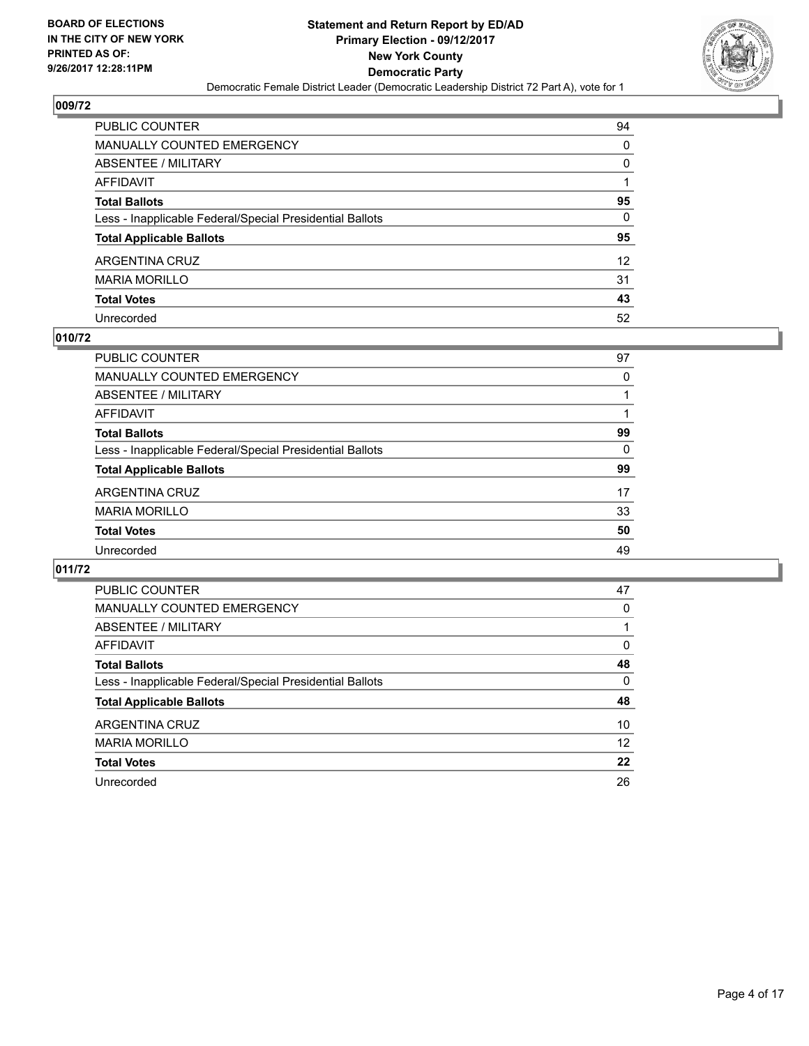BOARD OF ELECTIONS
IN THE CITY OF NEW YORK
PRINTED AS OF:
9/26/2017 12:28:11PM

**Statement and Return Report by ED/AD**
**Primary Election - 09/12/2017**
**New York County**
**Democratic Party**
Democratic Female District Leader (Democratic Leadership District 72 Part A), vote for 1

## 009/72

| | |
|---|---|
| PUBLIC COUNTER | 94 |
| MANUALLY COUNTED EMERGENCY | 0 |
| ABSENTEE / MILITARY | 0 |
| AFFIDAVIT | 1 |
| **Total Ballots** | **95** |
| Less - Inapplicable Federal/Special Presidential Ballots | 0 |
| **Total Applicable Ballots** | **95** |
| ARGENTINA CRUZ | 12 |
| MARIA MORILLO | 31 |
| **Total Votes** | **43** |
| Unrecorded | 52 |

## 010/72

| | |
|---|---|
| PUBLIC COUNTER | 97 |
| MANUALLY COUNTED EMERGENCY | 0 |
| ABSENTEE / MILITARY | 1 |
| AFFIDAVIT | 1 |
| **Total Ballots** | **99** |
| Less - Inapplicable Federal/Special Presidential Ballots | 0 |
| **Total Applicable Ballots** | **99** |
| ARGENTINA CRUZ | 17 |
| MARIA MORILLO | 33 |
| **Total Votes** | **50** |
| Unrecorded | 49 |

## 011/72

| | |
|---|---|
| PUBLIC COUNTER | 47 |
| MANUALLY COUNTED EMERGENCY | 0 |
| ABSENTEE / MILITARY | 1 |
| AFFIDAVIT | 0 |
| **Total Ballots** | **48** |
| Less - Inapplicable Federal/Special Presidential Ballots | 0 |
| **Total Applicable Ballots** | **48** |
| ARGENTINA CRUZ | 10 |
| MARIA MORILLO | 12 |
| **Total Votes** | **22** |
| Unrecorded | 26 |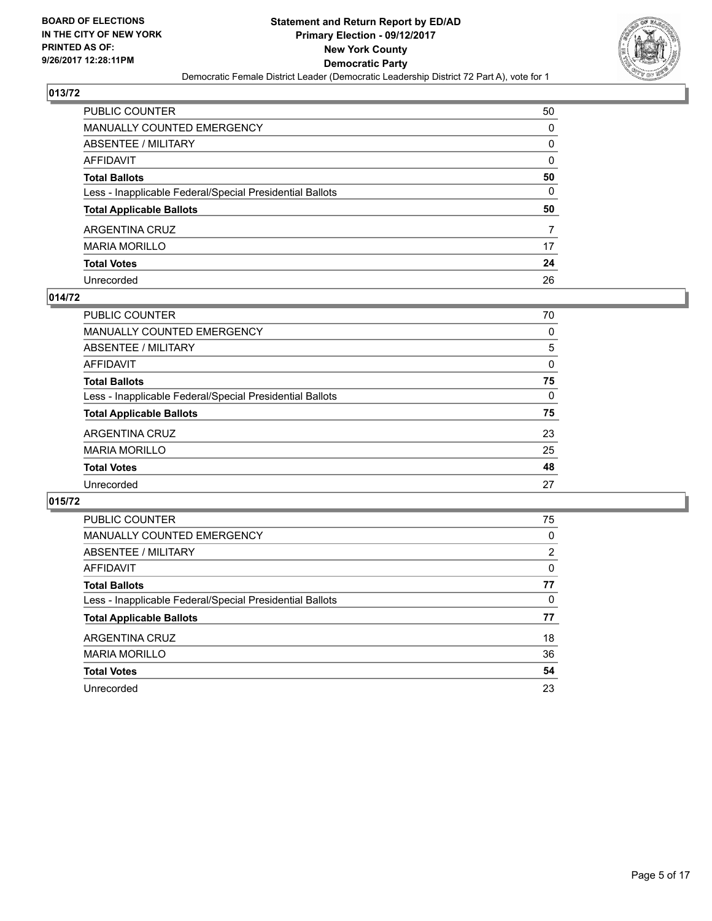BOARD OF ELECTIONS
IN THE CITY OF NEW YORK
PRINTED AS OF:
9/26/2017 12:28:11PM

**Statement and Return Report by ED/AD**
**Primary Election - 09/12/2017**
**New York County**
**Democratic Party**
Democratic Female District Leader (Democratic Leadership District 72 Part A), vote for 1

## 013/72

| | |
|---|---|
| PUBLIC COUNTER | 50 |
| MANUALLY COUNTED EMERGENCY | 0 |
| ABSENTEE / MILITARY | 0 |
| AFFIDAVIT | 0 |
| **Total Ballots** | **50** |
| Less - Inapplicable Federal/Special Presidential Ballots | 0 |
| **Total Applicable Ballots** | **50** |
| ARGENTINA CRUZ | 7 |
| MARIA MORILLO | 17 |
| **Total Votes** | **24** |
| Unrecorded | 26 |

## 014/72

| | |
|---|---|
| PUBLIC COUNTER | 70 |
| MANUALLY COUNTED EMERGENCY | 0 |
| ABSENTEE / MILITARY | 5 |
| AFFIDAVIT | 0 |
| **Total Ballots** | **75** |
| Less - Inapplicable Federal/Special Presidential Ballots | 0 |
| **Total Applicable Ballots** | **75** |
| ARGENTINA CRUZ | 23 |
| MARIA MORILLO | 25 |
| **Total Votes** | **48** |
| Unrecorded | 27 |

## 015/72

| | |
|---|---|
| PUBLIC COUNTER | 75 |
| MANUALLY COUNTED EMERGENCY | 0 |
| ABSENTEE / MILITARY | 2 |
| AFFIDAVIT | 0 |
| **Total Ballots** | **77** |
| Less - Inapplicable Federal/Special Presidential Ballots | 0 |
| **Total Applicable Ballots** | **77** |
| ARGENTINA CRUZ | 18 |
| MARIA MORILLO | 36 |
| **Total Votes** | **54** |
| Unrecorded | 23 |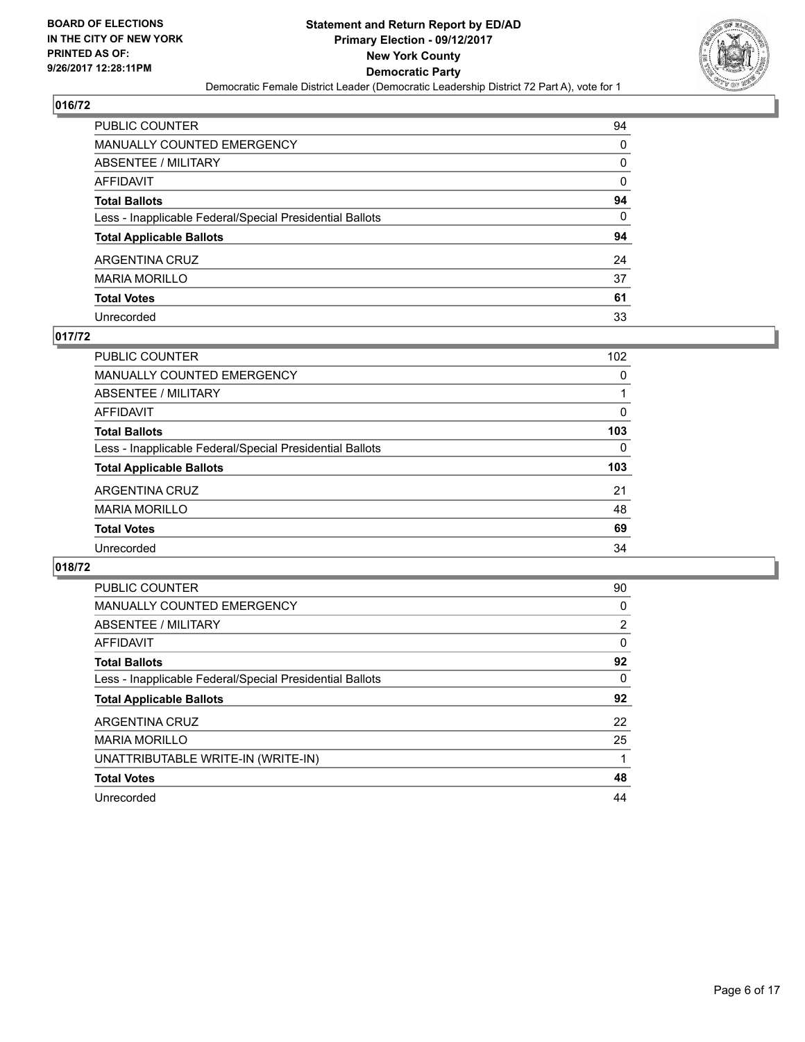**BOARD OF ELECTIONS IN THE CITY OF NEW YORK PRINTED AS OF: 9/26/2017 12:28:11PM**

**Statement and Return Report by ED/AD**
**Primary Election - 09/12/2017**
**New York County**
**Democratic Party**
Democratic Female District Leader (Democratic Leadership District 72 Part A), vote for 1

## 016/72

| | |
|---|---|
| PUBLIC COUNTER | 94 |
| MANUALLY COUNTED EMERGENCY | 0 |
| ABSENTEE / MILITARY | 0 |
| AFFIDAVIT | 0 |
| **Total Ballots** | **94** |
| Less - Inapplicable Federal/Special Presidential Ballots | 0 |
| **Total Applicable Ballots** | **94** |
| ARGENTINA CRUZ | 24 |
| MARIA MORILLO | 37 |
| **Total Votes** | **61** |
| Unrecorded | 33 |

## 017/72

| | |
|---|---|
| PUBLIC COUNTER | 102 |
| MANUALLY COUNTED EMERGENCY | 0 |
| ABSENTEE / MILITARY | 1 |
| AFFIDAVIT | 0 |
| **Total Ballots** | **103** |
| Less - Inapplicable Federal/Special Presidential Ballots | 0 |
| **Total Applicable Ballots** | **103** |
| ARGENTINA CRUZ | 21 |
| MARIA MORILLO | 48 |
| **Total Votes** | **69** |
| Unrecorded | 34 |

## 018/72

| | |
|---|---|
| PUBLIC COUNTER | 90 |
| MANUALLY COUNTED EMERGENCY | 0 |
| ABSENTEE / MILITARY | 2 |
| AFFIDAVIT | 0 |
| **Total Ballots** | **92** |
| Less - Inapplicable Federal/Special Presidential Ballots | 0 |
| **Total Applicable Ballots** | **92** |
| ARGENTINA CRUZ | 22 |
| MARIA MORILLO | 25 |
| UNATTRIBUTABLE WRITE-IN (WRITE-IN) | 1 |
| **Total Votes** | **48** |
| Unrecorded | 44 |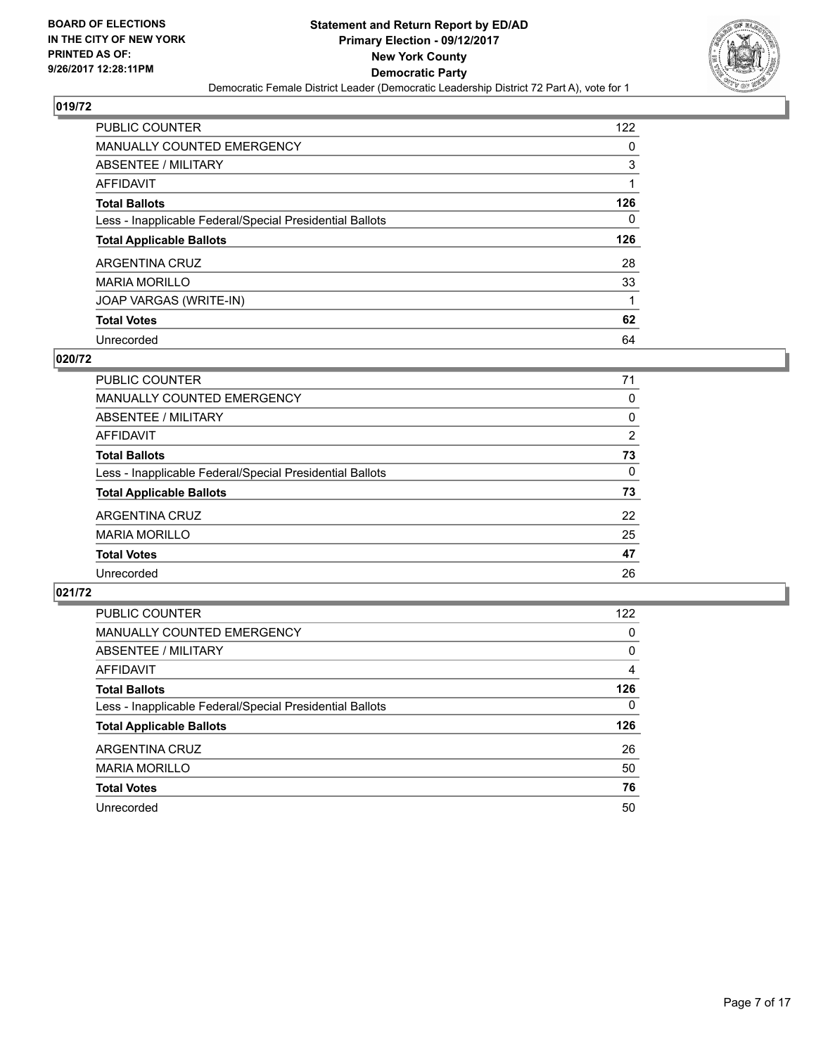**BOARD OF ELECTIONS IN THE CITY OF NEW YORK PRINTED AS OF: 9/26/2017 12:28:11PM**

**Statement and Return Report by ED/AD**
**Primary Election - 09/12/2017**
**New York County**
**Democratic Party**
Democratic Female District Leader (Democratic Leadership District 72 Part A), vote for 1

## 019/72

| | |
|---|---|
| PUBLIC COUNTER | 122 |
| MANUALLY COUNTED EMERGENCY | 0 |
| ABSENTEE / MILITARY | 3 |
| AFFIDAVIT | 1 |
| **Total Ballots** | **126** |
| Less - Inapplicable Federal/Special Presidential Ballots | 0 |
| **Total Applicable Ballots** | **126** |
| ARGENTINA CRUZ | 28 |
| MARIA MORILLO | 33 |
| JOAP VARGAS (WRITE-IN) | 1 |
| **Total Votes** | **62** |
| Unrecorded | 64 |

## 020/72

| | |
|---|---|
| PUBLIC COUNTER | 71 |
| MANUALLY COUNTED EMERGENCY | 0 |
| ABSENTEE / MILITARY | 0 |
| AFFIDAVIT | 2 |
| **Total Ballots** | **73** |
| Less - Inapplicable Federal/Special Presidential Ballots | 0 |
| **Total Applicable Ballots** | **73** |
| ARGENTINA CRUZ | 22 |
| MARIA MORILLO | 25 |
| **Total Votes** | **47** |
| Unrecorded | 26 |

## 021/72

| | |
|---|---|
| PUBLIC COUNTER | 122 |
| MANUALLY COUNTED EMERGENCY | 0 |
| ABSENTEE / MILITARY | 0 |
| AFFIDAVIT | 4 |
| **Total Ballots** | **126** |
| Less - Inapplicable Federal/Special Presidential Ballots | 0 |
| **Total Applicable Ballots** | **126** |
| ARGENTINA CRUZ | 26 |
| MARIA MORILLO | 50 |
| **Total Votes** | **76** |
| Unrecorded | 50 |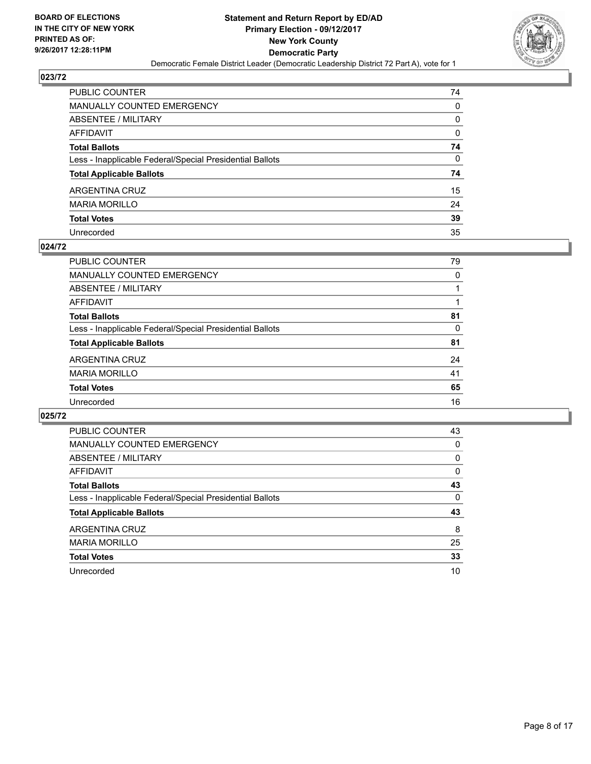BOARD OF ELECTIONS
IN THE CITY OF NEW YORK
PRINTED AS OF:
9/26/2017 12:28:11PM

**Statement and Return Report by ED/AD**
**Primary Election - 09/12/2017**
**New York County**
**Democratic Party**
Democratic Female District Leader (Democratic Leadership District 72 Part A), vote for 1

## 023/72

| | |
|---|---|
| PUBLIC COUNTER | 74 |
| MANUALLY COUNTED EMERGENCY | 0 |
| ABSENTEE / MILITARY | 0 |
| AFFIDAVIT | 0 |
| **Total Ballots** | **74** |
| Less - Inapplicable Federal/Special Presidential Ballots | 0 |
| **Total Applicable Ballots** | **74** |
| ARGENTINA CRUZ | 15 |
| MARIA MORILLO | 24 |
| **Total Votes** | **39** |
| Unrecorded | 35 |

## 024/72

| | |
|---|---|
| PUBLIC COUNTER | 79 |
| MANUALLY COUNTED EMERGENCY | 0 |
| ABSENTEE / MILITARY | 1 |
| AFFIDAVIT | 1 |
| **Total Ballots** | **81** |
| Less - Inapplicable Federal/Special Presidential Ballots | 0 |
| **Total Applicable Ballots** | **81** |
| ARGENTINA CRUZ | 24 |
| MARIA MORILLO | 41 |
| **Total Votes** | **65** |
| Unrecorded | 16 |

## 025/72

| | |
|---|---|
| PUBLIC COUNTER | 43 |
| MANUALLY COUNTED EMERGENCY | 0 |
| ABSENTEE / MILITARY | 0 |
| AFFIDAVIT | 0 |
| **Total Ballots** | **43** |
| Less - Inapplicable Federal/Special Presidential Ballots | 0 |
| **Total Applicable Ballots** | **43** |
| ARGENTINA CRUZ | 8 |
| MARIA MORILLO | 25 |
| **Total Votes** | **33** |
| Unrecorded | 10 |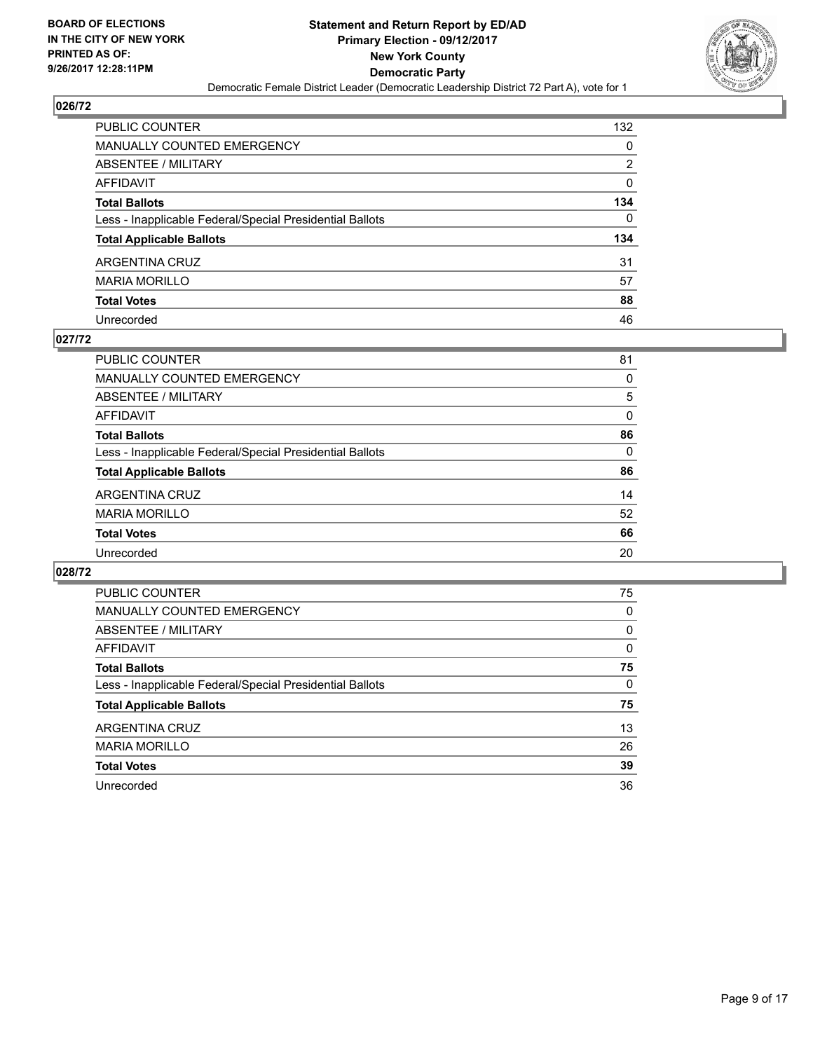**BOARD OF ELECTIONS IN THE CITY OF NEW YORK PRINTED AS OF: 9/26/2017 12:28:11PM**

**Statement and Return Report by ED/AD Primary Election - 09/12/2017 New York County Democratic Party**

Democratic Female District Leader (Democratic Leadership District 72 Part A), vote for 1

## 026/72

| | |
|---|---|
| PUBLIC COUNTER | 132 |
| MANUALLY COUNTED EMERGENCY | 0 |
| ABSENTEE / MILITARY | 2 |
| AFFIDAVIT | 0 |
| **Total Ballots** | **134** |
| Less - Inapplicable Federal/Special Presidential Ballots | 0 |
| **Total Applicable Ballots** | **134** |
| ARGENTINA CRUZ | 31 |
| MARIA MORILLO | 57 |
| **Total Votes** | **88** |
| Unrecorded | 46 |

## 027/72

| | |
|---|---|
| PUBLIC COUNTER | 81 |
| MANUALLY COUNTED EMERGENCY | 0 |
| ABSENTEE / MILITARY | 5 |
| AFFIDAVIT | 0 |
| **Total Ballots** | **86** |
| Less - Inapplicable Federal/Special Presidential Ballots | 0 |
| **Total Applicable Ballots** | **86** |
| ARGENTINA CRUZ | 14 |
| MARIA MORILLO | 52 |
| **Total Votes** | **66** |
| Unrecorded | 20 |

## 028/72

| | |
|---|---|
| PUBLIC COUNTER | 75 |
| MANUALLY COUNTED EMERGENCY | 0 |
| ABSENTEE / MILITARY | 0 |
| AFFIDAVIT | 0 |
| **Total Ballots** | **75** |
| Less - Inapplicable Federal/Special Presidential Ballots | 0 |
| **Total Applicable Ballots** | **75** |
| ARGENTINA CRUZ | 13 |
| MARIA MORILLO | 26 |
| **Total Votes** | **39** |
| Unrecorded | 36 |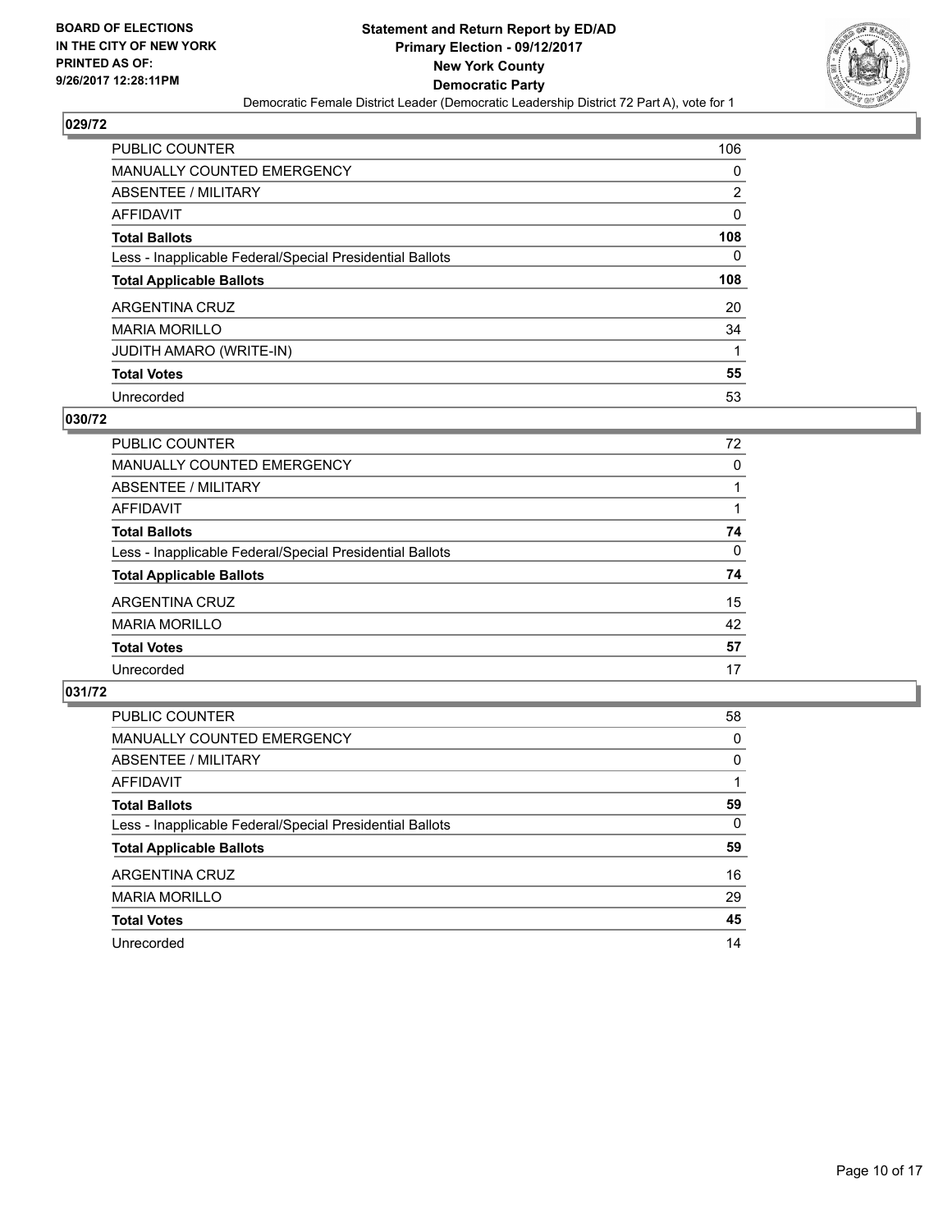BOARD OF ELECTIONS
IN THE CITY OF NEW YORK
PRINTED AS OF:
9/26/2017 12:28:11PM

**Statement and Return Report by ED/AD**
**Primary Election - 09/12/2017**
**New York County**
**Democratic Party**
Democratic Female District Leader (Democratic Leadership District 72 Part A), vote for 1

### 029/72

| | |
|---|---|
| PUBLIC COUNTER | 106 |
| MANUALLY COUNTED EMERGENCY | 0 |
| ABSENTEE / MILITARY | 2 |
| AFFIDAVIT | 0 |
| **Total Ballots** | **108** |
| Less - Inapplicable Federal/Special Presidential Ballots | 0 |
| **Total Applicable Ballots** | **108** |
| ARGENTINA CRUZ | 20 |
| MARIA MORILLO | 34 |
| JUDITH AMARO (WRITE-IN) | 1 |
| **Total Votes** | **55** |
| Unrecorded | 53 |

### 030/72

| | |
|---|---|
| PUBLIC COUNTER | 72 |
| MANUALLY COUNTED EMERGENCY | 0 |
| ABSENTEE / MILITARY | 1 |
| AFFIDAVIT | 1 |
| **Total Ballots** | **74** |
| Less - Inapplicable Federal/Special Presidential Ballots | 0 |
| **Total Applicable Ballots** | **74** |
| ARGENTINA CRUZ | 15 |
| MARIA MORILLO | 42 |
| **Total Votes** | **57** |
| Unrecorded | 17 |

### 031/72

| | |
|---|---|
| PUBLIC COUNTER | 58 |
| MANUALLY COUNTED EMERGENCY | 0 |
| ABSENTEE / MILITARY | 0 |
| AFFIDAVIT | 1 |
| **Total Ballots** | **59** |
| Less - Inapplicable Federal/Special Presidential Ballots | 0 |
| **Total Applicable Ballots** | **59** |
| ARGENTINA CRUZ | 16 |
| MARIA MORILLO | 29 |
| **Total Votes** | **45** |
| Unrecorded | 14 |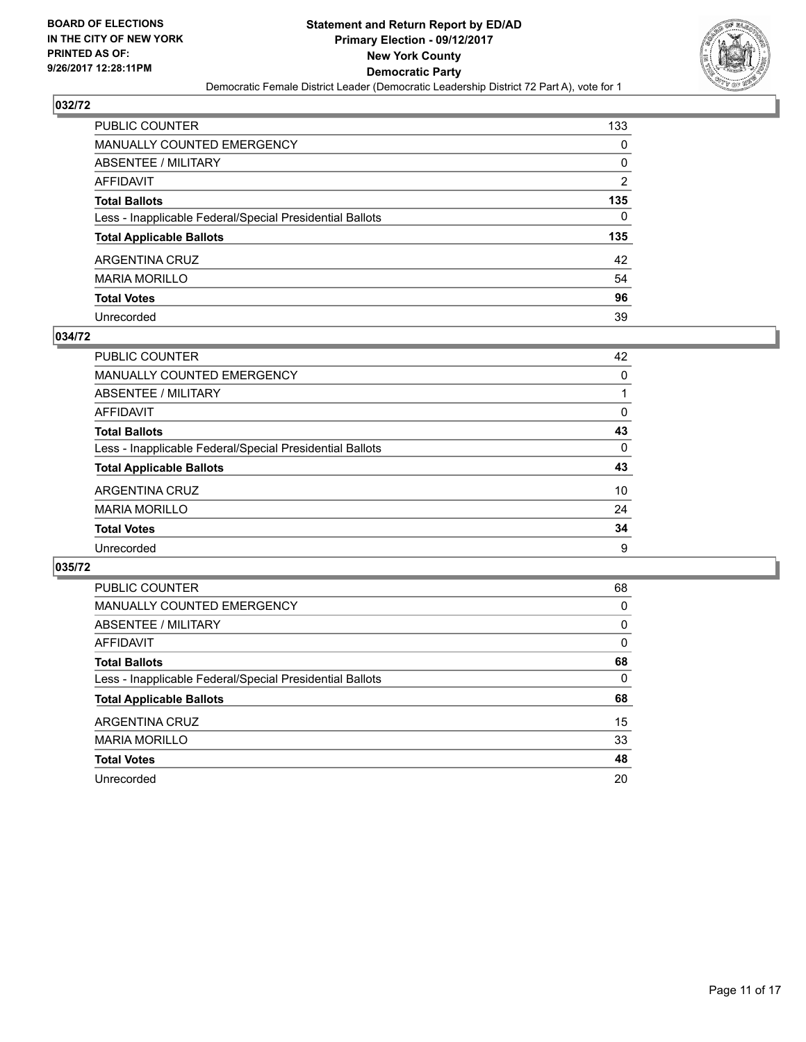**BOARD OF ELECTIONS IN THE CITY OF NEW YORK PRINTED AS OF: 9/26/2017 12:28:11PM**

**Statement and Return Report by ED/AD**
**Primary Election - 09/12/2017**
**New York County**
**Democratic Party**
Democratic Female District Leader (Democratic Leadership District 72 Part A), vote for 1

## 032/72

| | |
|---|---|
| PUBLIC COUNTER | 133 |
| MANUALLY COUNTED EMERGENCY | 0 |
| ABSENTEE / MILITARY | 0 |
| AFFIDAVIT | 2 |
| **Total Ballots** | **135** |
| Less - Inapplicable Federal/Special Presidential Ballots | 0 |
| **Total Applicable Ballots** | **135** |
| ARGENTINA CRUZ | 42 |
| MARIA MORILLO | 54 |
| **Total Votes** | **96** |
| Unrecorded | 39 |

## 034/72

| | |
|---|---|
| PUBLIC COUNTER | 42 |
| MANUALLY COUNTED EMERGENCY | 0 |
| ABSENTEE / MILITARY | 1 |
| AFFIDAVIT | 0 |
| **Total Ballots** | **43** |
| Less - Inapplicable Federal/Special Presidential Ballots | 0 |
| **Total Applicable Ballots** | **43** |
| ARGENTINA CRUZ | 10 |
| MARIA MORILLO | 24 |
| **Total Votes** | **34** |
| Unrecorded | 9 |

## 035/72

| | |
|---|---|
| PUBLIC COUNTER | 68 |
| MANUALLY COUNTED EMERGENCY | 0 |
| ABSENTEE / MILITARY | 0 |
| AFFIDAVIT | 0 |
| **Total Ballots** | **68** |
| Less - Inapplicable Federal/Special Presidential Ballots | 0 |
| **Total Applicable Ballots** | **68** |
| ARGENTINA CRUZ | 15 |
| MARIA MORILLO | 33 |
| **Total Votes** | **48** |
| Unrecorded | 20 |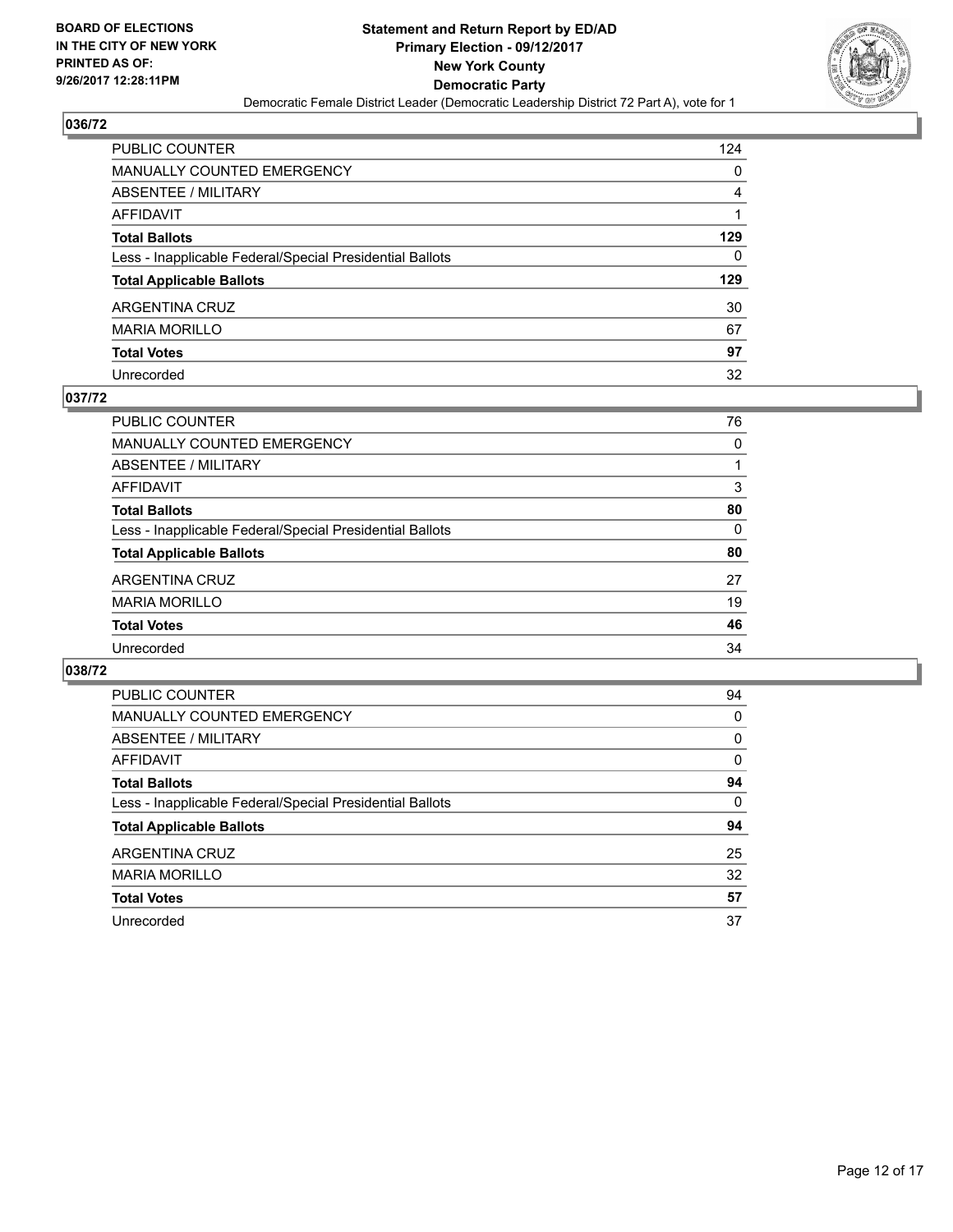BOARD OF ELECTIONS
IN THE CITY OF NEW YORK
PRINTED AS OF:
9/26/2017 12:28:11PM

**Statement and Return Report by ED/AD**
**Primary Election - 09/12/2017**
**New York County**
**Democratic Party**
Democratic Female District Leader (Democratic Leadership District 72 Part A), vote for 1

### 036/72

| | |
|---|---|
| PUBLIC COUNTER | 124 |
| MANUALLY COUNTED EMERGENCY | 0 |
| ABSENTEE / MILITARY | 4 |
| AFFIDAVIT | 1 |
| **Total Ballots** | **129** |
| Less - Inapplicable Federal/Special Presidential Ballots | 0 |
| **Total Applicable Ballots** | **129** |
| ARGENTINA CRUZ | 30 |
| MARIA MORILLO | 67 |
| **Total Votes** | **97** |
| Unrecorded | 32 |

### 037/72

| | |
|---|---|
| PUBLIC COUNTER | 76 |
| MANUALLY COUNTED EMERGENCY | 0 |
| ABSENTEE / MILITARY | 1 |
| AFFIDAVIT | 3 |
| **Total Ballots** | **80** |
| Less - Inapplicable Federal/Special Presidential Ballots | 0 |
| **Total Applicable Ballots** | **80** |
| ARGENTINA CRUZ | 27 |
| MARIA MORILLO | 19 |
| **Total Votes** | **46** |
| Unrecorded | 34 |

### 038/72

| | |
|---|---|
| PUBLIC COUNTER | 94 |
| MANUALLY COUNTED EMERGENCY | 0 |
| ABSENTEE / MILITARY | 0 |
| AFFIDAVIT | 0 |
| **Total Ballots** | **94** |
| Less - Inapplicable Federal/Special Presidential Ballots | 0 |
| **Total Applicable Ballots** | **94** |
| ARGENTINA CRUZ | 25 |
| MARIA MORILLO | 32 |
| **Total Votes** | **57** |
| Unrecorded | 37 |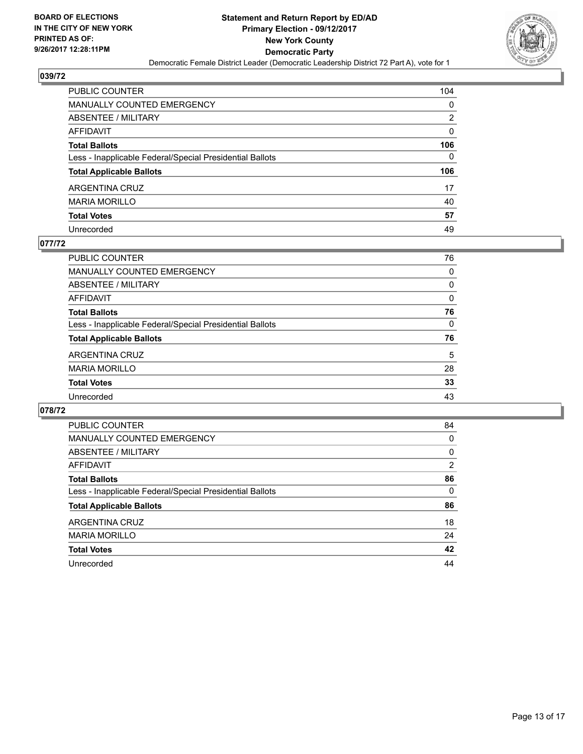**BOARD OF ELECTIONS IN THE CITY OF NEW YORK PRINTED AS OF: 9/26/2017 12:28:11PM**

**Statement and Return Report by ED/AD**
**Primary Election - 09/12/2017**
**New York County**
**Democratic Party**
Democratic Female District Leader (Democratic Leadership District 72 Part A), vote for 1

## 039/72

| | |
|---|---|
| PUBLIC COUNTER | 104 |
| MANUALLY COUNTED EMERGENCY | 0 |
| ABSENTEE / MILITARY | 2 |
| AFFIDAVIT | 0 |
| **Total Ballots** | **106** |
| Less - Inapplicable Federal/Special Presidential Ballots | 0 |
| **Total Applicable Ballots** | **106** |
| ARGENTINA CRUZ | 17 |
| MARIA MORILLO | 40 |
| **Total Votes** | **57** |
| Unrecorded | 49 |

## 077/72

| | |
|---|---|
| PUBLIC COUNTER | 76 |
| MANUALLY COUNTED EMERGENCY | 0 |
| ABSENTEE / MILITARY | 0 |
| AFFIDAVIT | 0 |
| **Total Ballots** | **76** |
| Less - Inapplicable Federal/Special Presidential Ballots | 0 |
| **Total Applicable Ballots** | **76** |
| ARGENTINA CRUZ | 5 |
| MARIA MORILLO | 28 |
| **Total Votes** | **33** |
| Unrecorded | 43 |

## 078/72

| | |
|---|---|
| PUBLIC COUNTER | 84 |
| MANUALLY COUNTED EMERGENCY | 0 |
| ABSENTEE / MILITARY | 0 |
| AFFIDAVIT | 2 |
| **Total Ballots** | **86** |
| Less - Inapplicable Federal/Special Presidential Ballots | 0 |
| **Total Applicable Ballots** | **86** |
| ARGENTINA CRUZ | 18 |
| MARIA MORILLO | 24 |
| **Total Votes** | **42** |
| Unrecorded | 44 |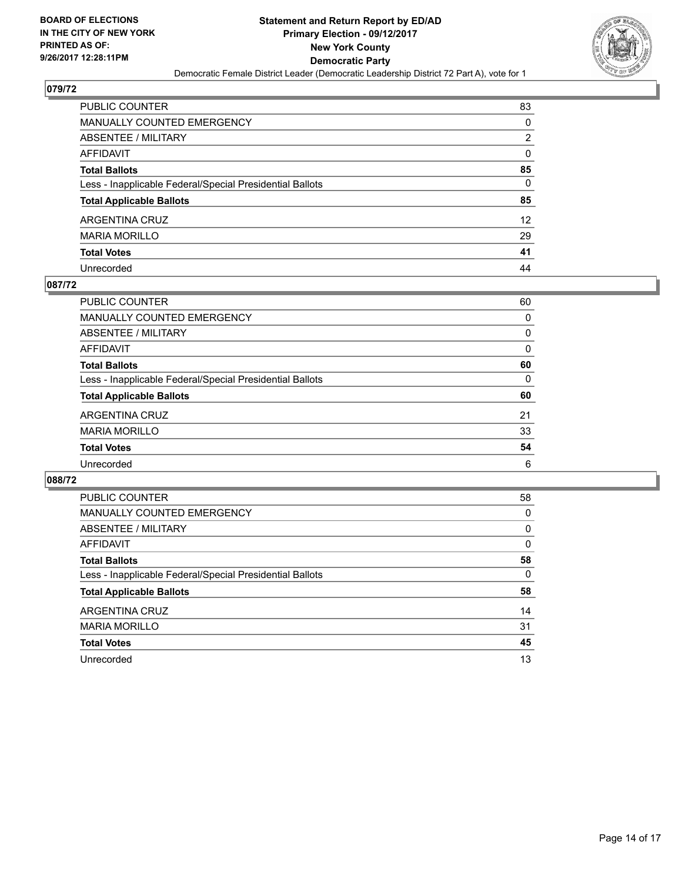**BOARD OF ELECTIONS IN THE CITY OF NEW YORK PRINTED AS OF: 9/26/2017 12:28:11PM**

**Statement and Return Report by ED/AD**
**Primary Election - 09/12/2017**
**New York County**
**Democratic Party**
Democratic Female District Leader (Democratic Leadership District 72 Part A), vote for 1

## 079/72

| | |
|---|---|
| PUBLIC COUNTER | 83 |
| MANUALLY COUNTED EMERGENCY | 0 |
| ABSENTEE / MILITARY | 2 |
| AFFIDAVIT | 0 |
| **Total Ballots** | **85** |
| Less - Inapplicable Federal/Special Presidential Ballots | 0 |
| **Total Applicable Ballots** | **85** |
| ARGENTINA CRUZ | 12 |
| MARIA MORILLO | 29 |
| **Total Votes** | **41** |
| Unrecorded | 44 |

## 087/72

| | |
|---|---|
| PUBLIC COUNTER | 60 |
| MANUALLY COUNTED EMERGENCY | 0 |
| ABSENTEE / MILITARY | 0 |
| AFFIDAVIT | 0 |
| **Total Ballots** | **60** |
| Less - Inapplicable Federal/Special Presidential Ballots | 0 |
| **Total Applicable Ballots** | **60** |
| ARGENTINA CRUZ | 21 |
| MARIA MORILLO | 33 |
| **Total Votes** | **54** |
| Unrecorded | 6 |

## 088/72

| | |
|---|---|
| PUBLIC COUNTER | 58 |
| MANUALLY COUNTED EMERGENCY | 0 |
| ABSENTEE / MILITARY | 0 |
| AFFIDAVIT | 0 |
| **Total Ballots** | **58** |
| Less - Inapplicable Federal/Special Presidential Ballots | 0 |
| **Total Applicable Ballots** | **58** |
| ARGENTINA CRUZ | 14 |
| MARIA MORILLO | 31 |
| **Total Votes** | **45** |
| Unrecorded | 13 |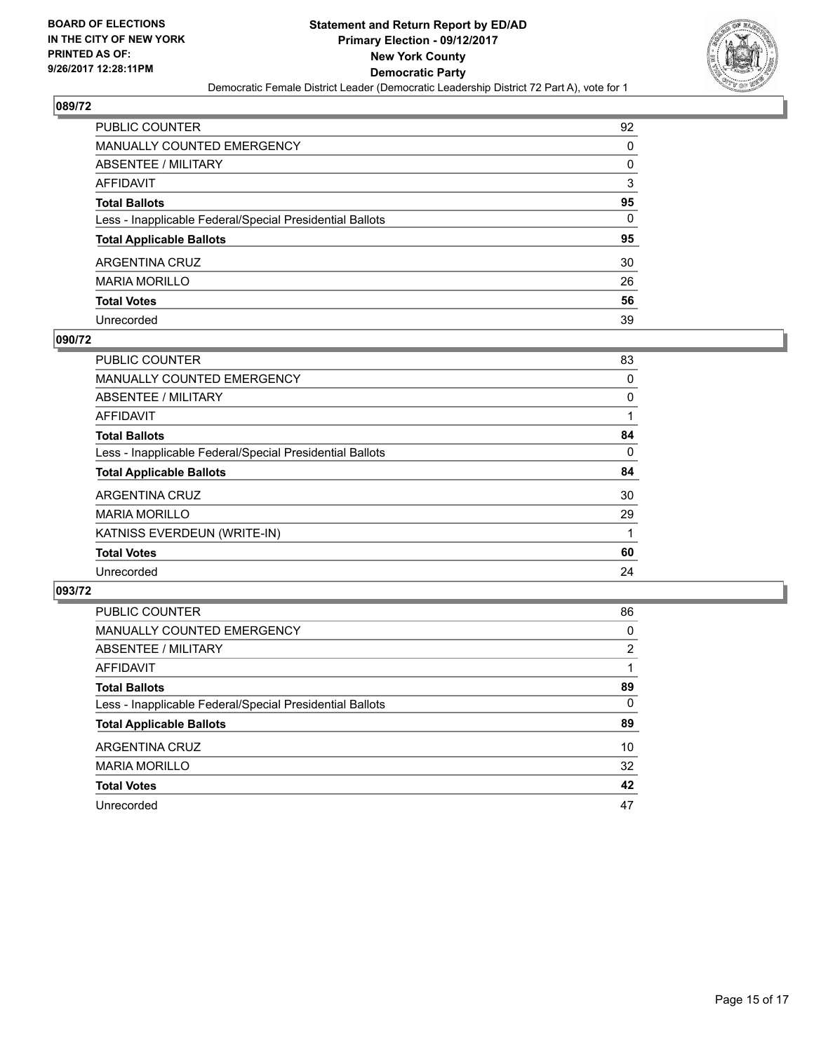BOARD OF ELECTIONS
IN THE CITY OF NEW YORK
PRINTED AS OF:
9/26/2017 12:28:11PM

**Statement and Return Report by ED/AD**
**Primary Election - 09/12/2017**
**New York County**
**Democratic Party**
Democratic Female District Leader (Democratic Leadership District 72 Part A), vote for 1

## 089/72

| | |
|---|---|
| PUBLIC COUNTER | 92 |
| MANUALLY COUNTED EMERGENCY | 0 |
| ABSENTEE / MILITARY | 0 |
| AFFIDAVIT | 3 |
| **Total Ballots** | **95** |
| Less - Inapplicable Federal/Special Presidential Ballots | 0 |
| **Total Applicable Ballots** | **95** |
| ARGENTINA CRUZ | 30 |
| MARIA MORILLO | 26 |
| **Total Votes** | **56** |
| Unrecorded | 39 |

## 090/72

| | |
|---|---|
| PUBLIC COUNTER | 83 |
| MANUALLY COUNTED EMERGENCY | 0 |
| ABSENTEE / MILITARY | 0 |
| AFFIDAVIT | 1 |
| **Total Ballots** | **84** |
| Less - Inapplicable Federal/Special Presidential Ballots | 0 |
| **Total Applicable Ballots** | **84** |
| ARGENTINA CRUZ | 30 |
| MARIA MORILLO | 29 |
| KATNISS EVERDEUN (WRITE-IN) | 1 |
| **Total Votes** | **60** |
| Unrecorded | 24 |

## 093/72

| | |
|---|---|
| PUBLIC COUNTER | 86 |
| MANUALLY COUNTED EMERGENCY | 0 |
| ABSENTEE / MILITARY | 2 |
| AFFIDAVIT | 1 |
| **Total Ballots** | **89** |
| Less - Inapplicable Federal/Special Presidential Ballots | 0 |
| **Total Applicable Ballots** | **89** |
| ARGENTINA CRUZ | 10 |
| MARIA MORILLO | 32 |
| **Total Votes** | **42** |
| Unrecorded | 47 |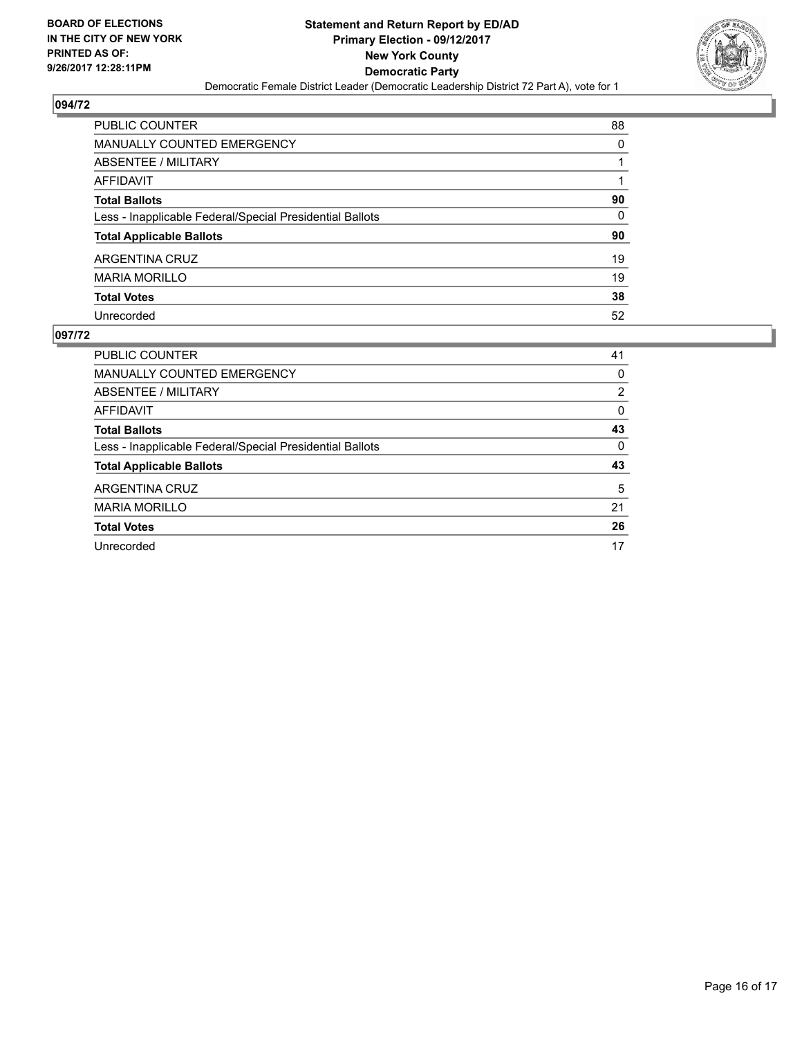**BOARD OF ELECTIONS**
**IN THE CITY OF NEW YORK**
**PRINTED AS OF:**
**9/26/2017 12:28:11PM**

**Statement and Return Report by ED/AD**
**Primary Election - 09/12/2017**
**New York County**
**Democratic Party**
Democratic Female District Leader (Democratic Leadership District 72 Part A), vote for 1

## 094/72

| | |
|---|---|
| PUBLIC COUNTER | 88 |
| MANUALLY COUNTED EMERGENCY | 0 |
| ABSENTEE / MILITARY | 1 |
| AFFIDAVIT | 1 |
| **Total Ballots** | **90** |
| Less - Inapplicable Federal/Special Presidential Ballots | 0 |
| **Total Applicable Ballots** | **90** |
| ARGENTINA CRUZ | 19 |
| MARIA MORILLO | 19 |
| **Total Votes** | **38** |
| Unrecorded | 52 |

## 097/72

| | |
|---|---|
| PUBLIC COUNTER | 41 |
| MANUALLY COUNTED EMERGENCY | 0 |
| ABSENTEE / MILITARY | 2 |
| AFFIDAVIT | 0 |
| **Total Ballots** | **43** |
| Less - Inapplicable Federal/Special Presidential Ballots | 0 |
| **Total Applicable Ballots** | **43** |
| ARGENTINA CRUZ | 5 |
| MARIA MORILLO | 21 |
| **Total Votes** | **26** |
| Unrecorded | 17 |